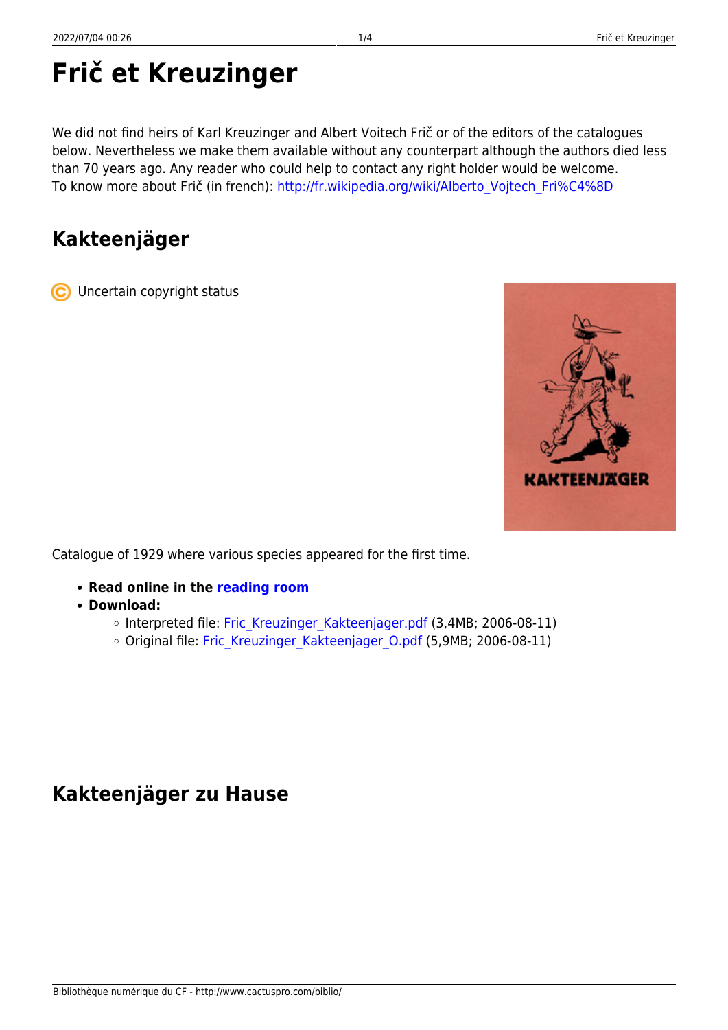# Frič et Kreuzinger

We did not find heirs of Karl Kreuzinger and Albert Voitech Frič or of the editors of the catalogues below. Nevertheless we make them available without any counterpart although the authors died less than 70 years ago. Any reader who could help to contact any right holder would be welcome.
To know more about Frič (in french): http://fr.wikipedia.org/wiki/Alberto_Vojtech_Fri%C4%8D

## Kakteenjäger

Uncertain copyright status

Catalogue of 1929 where various species appeared for the first time.

- **Read online in the reading room**
- **Download:**
  - Interpreted file: Fric_Kreuzinger_Kakteenjager.pdf (3,4MB; 2006-08-11)
  - Original file: Fric_Kreuzinger_Kakteenjager_O.pdf (5,9MB; 2006-08-11)

## Kakteenjäger zu Hause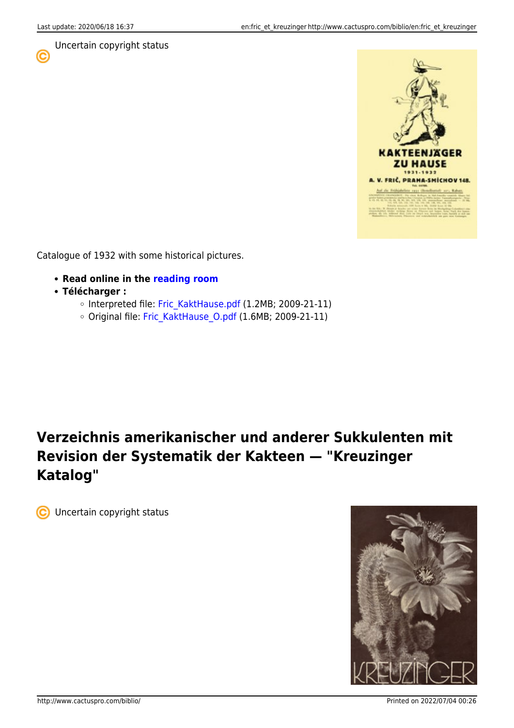Uncertain copyright status

Catalogue of 1932 with some historical pictures.

- **Read online in the reading room**
- **Télécharger :**
  - Interpreted file: Fric_KaktHause.pdf (1.2MB; 2009-21-11)
  - Original file: Fric_KaktHause_O.pdf (1.6MB; 2009-21-11)

## Verzeichnis amerikanischer und anderer Sukkulenten mit Revision der Systematik der Kakteen — "Kreuzinger Katalog"

Uncertain copyright status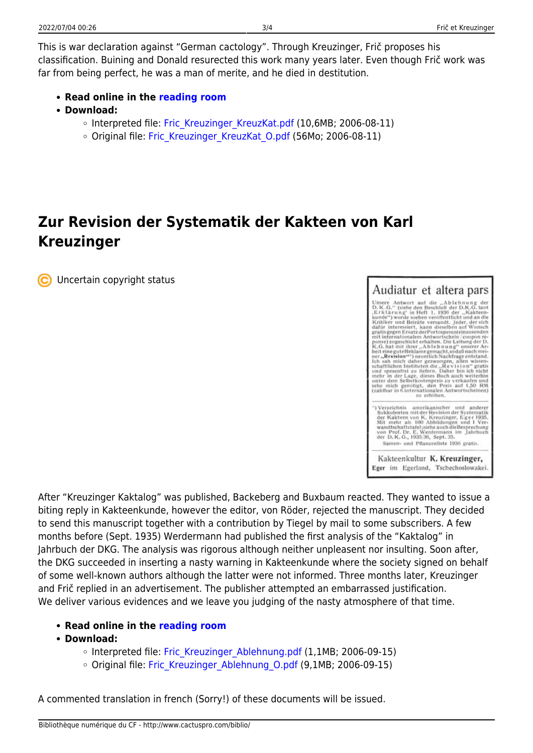This is war declaration against "German cactology". Through Kreuzinger, Frič proposes his classification. Buining and Donald resurrected this work many years later. Even though Frič work was far from being perfect, he was a man of merite, and he died in destitution.

- **Read online in the reading room**
- **Download:**
  - Interpreted file: Fric_Kreuzinger_KreuzKat.pdf (10,6MB; 2006-08-11)
  - Original file: Fric_Kreuzinger_KreuzKat_O.pdf (56Mo; 2006-08-11)

## Zur Revision der Systematik der Kakteen von Karl Kreuzinger

Uncertain copyright status

> **Audiatur et altera pars**
>
> Unsere Antwort auf die „Ablehnung der D.K.G." (siehe den Beschluß der D.K.G. laut „Erklärung" in Heft 1, 1936 der „Kakteenkunde") wurde soeben veröffentlicht und an die Kritiker und Beiräte versandt. Jeder, der sich dafür interessiert, kann dieselben auf Wunsch gratis gegen Ersatz der Portospesen (einzusenden mit internationalem Antwortschein / coupon réponse) zugeschickt erhalten. Die Leitung der D.K.G. hat mit ihrer „Ablehnung" unserer Arbeit eine gute Reklame gemacht, sodaß nach meiner „**Revision**"*) neuerlich Nachfrage entstand. Ich sah mich daher gezwungen, allen wissenschaftlichen Instituten die „Revision" gratis und spesenfrei zu liefern. Daher bin ich nicht mehr in der Lage, dieses Buch auch weiterhin unter dem Selbstkostenpreis zu verkaufen und sehe mich genötigt, den Preis auf 1,50 RM (zahlbar in 6 internationalen Antwortscheinen) zu erhöhen.
>
> *) Verzeichnis amerikanischer und anderer Sukkulenten mit der Revision der Systematik der Kakteen von K. Kreuzinger, Eger 1935. Mit mehr als 100 Abbildungen und 1 Verwandtschaftstafel; siehe auch die Besprechung von Prof. Dr. E. Werdermann im Jahrbuch der D.K.G., 1935/36, Sept. 35.
>
> Samen- und Pflanzenliste 1936 gratis.
>
> Kakteenkultur **K. Kreuzinger**, Eger im Egerland, Tschechoslowakei.

After "Kreuzinger Kaktalog" was published, Backeberg and Buxbaum reacted. They wanted to issue a biting reply in Kakteenkunde, however the editor, von Röder, rejected the manuscript. They decided to send this manuscript together with a contribution by Tiegel by mail to some subscribers. A few months before (Sept. 1935) Werdermann had published the first analysis of the "Kaktalog" in Jahrbuch der DKG. The analysis was rigorous although neither unpleasent nor insulting. Soon after, the DKG succeeded in inserting a nasty warning in Kakteenkunde where the society signed on behalf of some well-known authors although the latter were not informed. Three months later, Kreuzinger and Frič replied in an advertisement. The publisher attempted an embarrassed justification.
We deliver various evidences and we leave you judging of the nasty atmosphere of that time.

- **Read online in the reading room**
- **Download:**
  - Interpreted file: Fric_Kreuzinger_Ablehnung.pdf (1,1MB; 2006-09-15)
  - Original file: Fric_Kreuzinger_Ablehnung_O.pdf (9,1MB; 2006-09-15)

A commented translation in french (Sorry!) of these documents will be issued.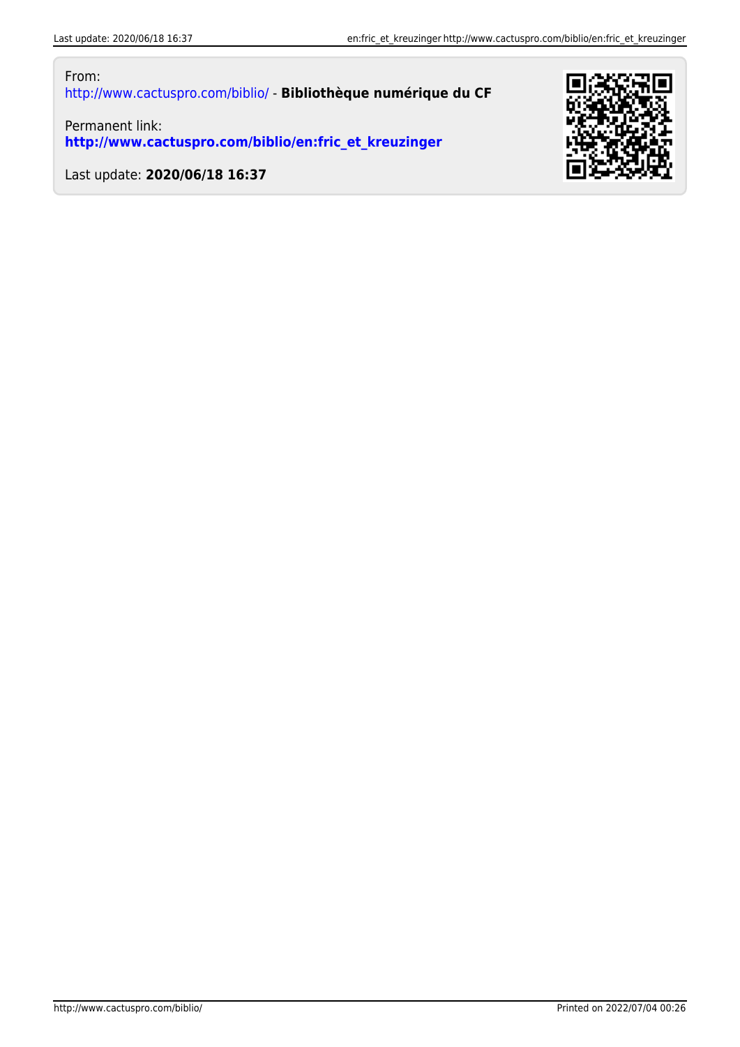From:
http://www.cactuspro.com/biblio/ - **Bibliothèque numérique du CF**

Permanent link:
**http://www.cactuspro.com/biblio/en:fric_et_kreuzinger**

Last update: **2020/06/18 16:37**